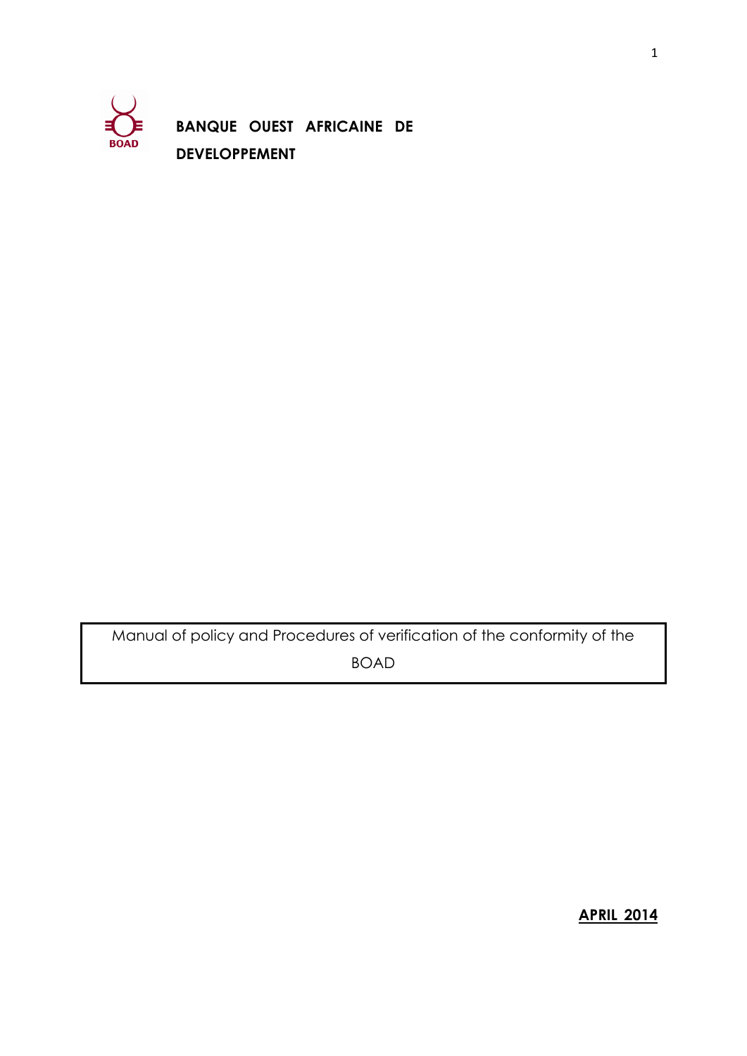BOAD

**BANQUE OUEST AFRICAINE DE DEVELOPPEMENT**

Manual of policy and Procedures of verification of the conformity of the BOAD

**APRIL 2014**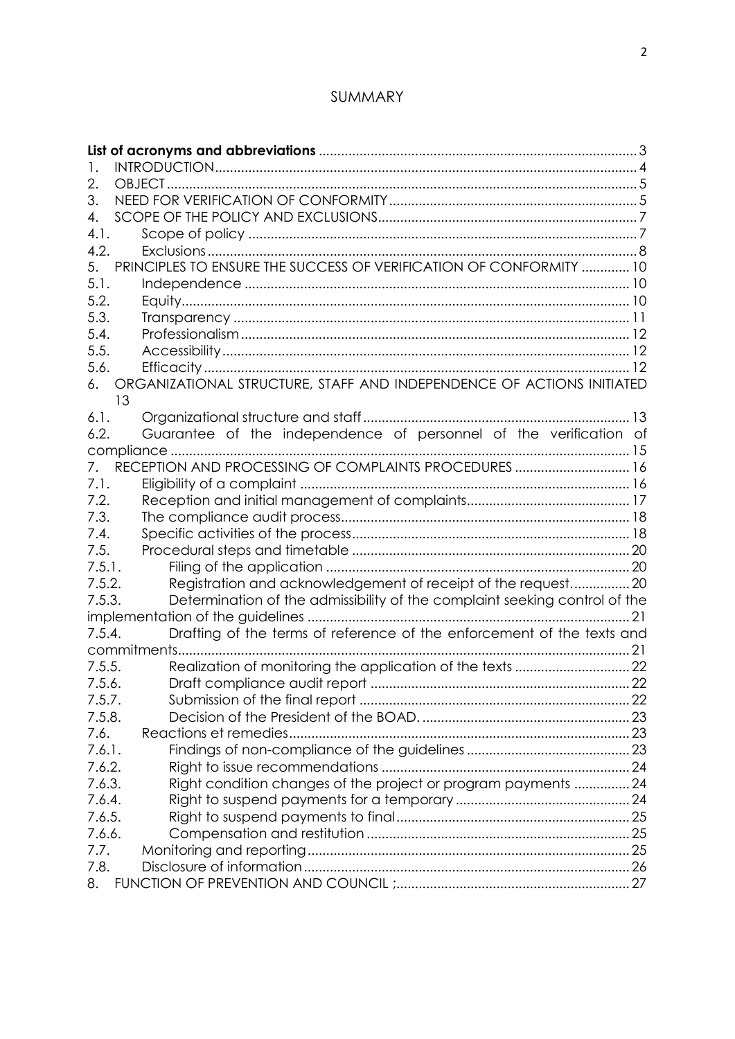# SUMMARY

| | | |
|---|---|---|
| **List of acronyms and abbreviations** | | 3 |
| 1. | INTRODUCTION | 4 |
| 2. | OBJECT | 5 |
| 3. | NEED FOR VERIFICATION OF CONFORMITY | 5 |
| 4. | SCOPE OF THE POLICY AND EXCLUSIONS | 7 |
| 4.1. | Scope of policy | 7 |
| 4.2. | Exclusions | 8 |
| 5. | PRINCIPLES TO ENSURE THE SUCCESS OF VERIFICATION OF CONFORMITY | 10 |
| 5.1. | Independence | 10 |
| 5.2. | Equity | 10 |
| 5.3. | Transparency | 11 |
| 5.4. | Professionalism | 12 |
| 5.5. | Accessibility | 12 |
| 5.6. | Efficacity | 12 |
| 6. | ORGANIZATIONAL STRUCTURE, STAFF AND INDEPENDENCE OF ACTIONS INITIATED | 13 |
| 6.1. | Organizational structure and staff | 13 |
| 6.2. | Guarantee of the independence of personnel of the verification of compliance | 15 |
| 7. | RECEPTION AND PROCESSING OF COMPLAINTS PROCEDURES | 16 |
| 7.1. | Eligibility of a complaint | 16 |
| 7.2. | Reception and initial management of complaints | 17 |
| 7.3. | The compliance audit process | 18 |
| 7.4. | Specific activities of the process | 18 |
| 7.5. | Procedural steps and timetable | 20 |
| 7.5.1. | Filing of the application | 20 |
| 7.5.2. | Registration and acknowledgement of receipt of the request | 20 |
| 7.5.3. | Determination of the admissibility of the complaint seeking control of the implementation of the guidelines | 21 |
| 7.5.4. | Drafting of the terms of reference of the enforcement of the texts and commitments | 21 |
| 7.5.5. | Realization of monitoring the application of the texts | 22 |
| 7.5.6. | Draft compliance audit report | 22 |
| 7.5.7. | Submission of the final report | 22 |
| 7.5.8. | Decision of the President of the BOAD. | 23 |
| 7.6. | Reactions et remedies | 23 |
| 7.6.1. | Findings of non-compliance of the guidelines | 23 |
| 7.6.2. | Right to issue recommendations | 24 |
| 7.6.3. | Right condition changes of the project or program payments | 24 |
| 7.6.4. | Right to suspend payments for a temporary | 24 |
| 7.6.5. | Right to suspend payments to final | 25 |
| 7.6.6. | Compensation and restitution | 25 |
| 7.7. | Monitoring and reporting | 25 |
| 7.8. | Disclosure of information | 26 |
| 8. | FUNCTION OF PREVENTION AND COUNCIL ; | 27 |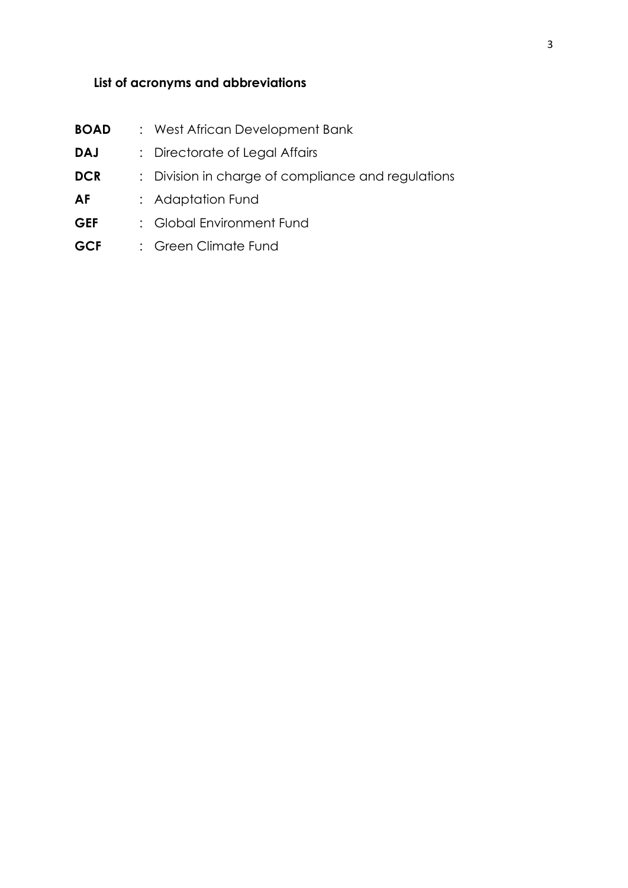## List of acronyms and abbreviations

| | |
|---|---|
| **BOAD** | : West African Development Bank |
| **DAJ** | : Directorate of Legal Affairs |
| **DCR** | : Division in charge of compliance and regulations |
| **AF** | : Adaptation Fund |
| **GEF** | : Global Environment Fund |
| **GCF** | : Green Climate Fund |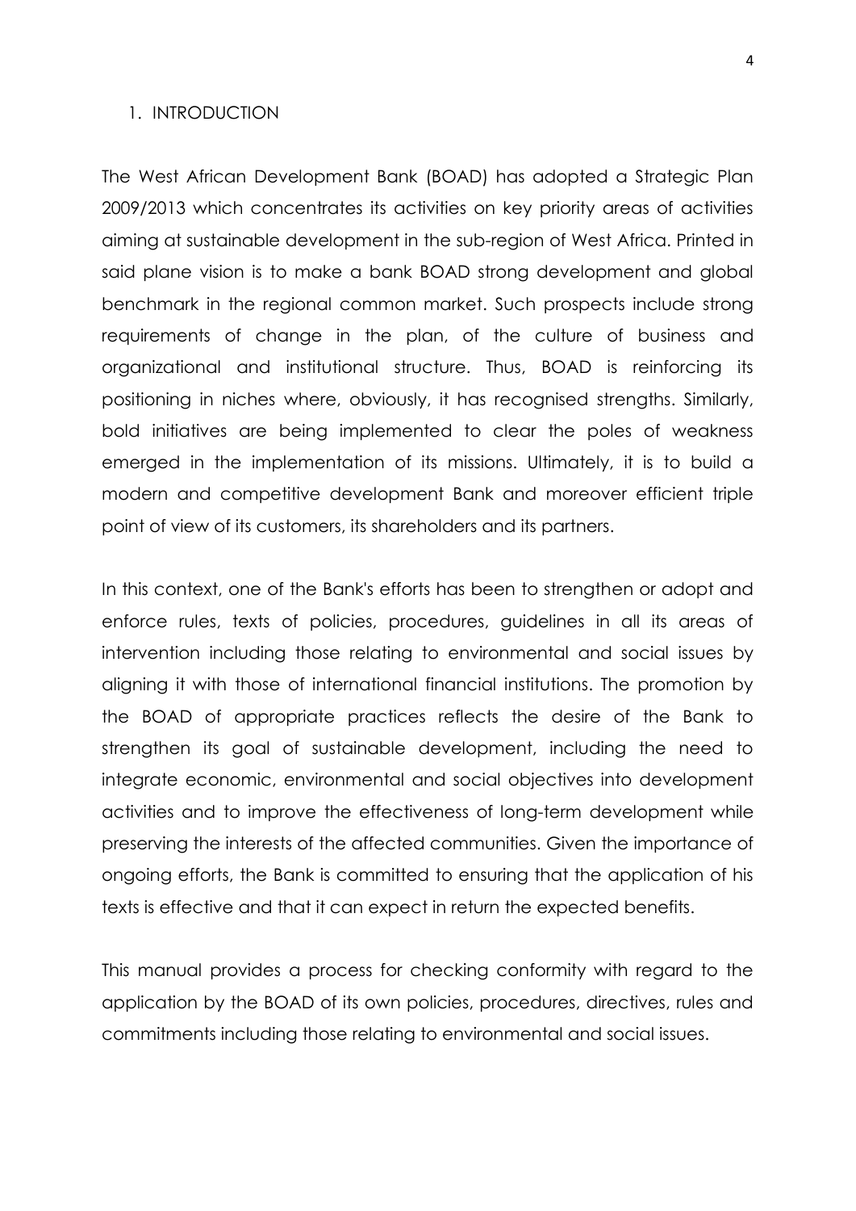## 1. INTRODUCTION

The West African Development Bank (BOAD) has adopted a Strategic Plan 2009/2013 which concentrates its activities on key priority areas of activities aiming at sustainable development in the sub-region of West Africa. Printed in said plane vision is to make a bank BOAD strong development and global benchmark in the regional common market. Such prospects include strong requirements of change in the plan, of the culture of business and organizational and institutional structure. Thus, BOAD is reinforcing its positioning in niches where, obviously, it has recognised strengths. Similarly, bold initiatives are being implemented to clear the poles of weakness emerged in the implementation of its missions. Ultimately, it is to build a modern and competitive development Bank and moreover efficient triple point of view of its customers, its shareholders and its partners.

In this context, one of the Bank's efforts has been to strengthen or adopt and enforce rules, texts of policies, procedures, guidelines in all its areas of intervention including those relating to environmental and social issues by aligning it with those of international financial institutions. The promotion by the BOAD of appropriate practices reflects the desire of the Bank to strengthen its goal of sustainable development, including the need to integrate economic, environmental and social objectives into development activities and to improve the effectiveness of long-term development while preserving the interests of the affected communities. Given the importance of ongoing efforts, the Bank is committed to ensuring that the application of his texts is effective and that it can expect in return the expected benefits.

This manual provides a process for checking conformity with regard to the application by the BOAD of its own policies, procedures, directives, rules and commitments including those relating to environmental and social issues.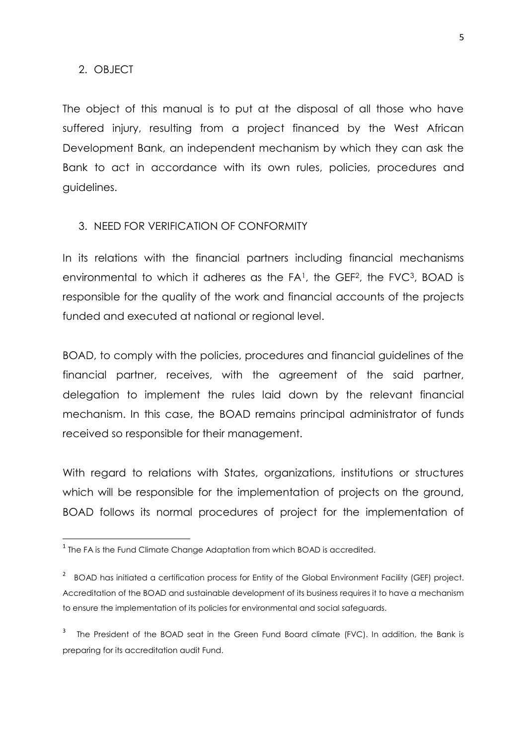## 2. OBJECT

The object of this manual is to put at the disposal of all those who have suffered injury, resulting from a project financed by the West African Development Bank, an independent mechanism by which they can ask the Bank to act in accordance with its own rules, policies, procedures and guidelines.

## 3. NEED FOR VERIFICATION OF CONFORMITY

In its relations with the financial partners including financial mechanisms environmental to which it adheres as the FA[1], the GEF[2], the FVC[3], BOAD is responsible for the quality of the work and financial accounts of the projects funded and executed at national or regional level.

BOAD, to comply with the policies, procedures and financial guidelines of the financial partner, receives, with the agreement of the said partner, delegation to implement the rules laid down by the relevant financial mechanism. In this case, the BOAD remains principal administrator of funds received so responsible for their management.

With regard to relations with States, organizations, institutions or structures which will be responsible for the implementation of projects on the ground, BOAD follows its normal procedures of project for the implementation of

---

[1] The FA is the Fund Climate Change Adaptation from which BOAD is accredited.

[2] BOAD has initiated a certification process for Entity of the Global Environment Facility (GEF) project. Accreditation of the BOAD and sustainable development of its business requires it to have a mechanism to ensure the implementation of its policies for environmental and social safeguards.

[3] The President of the BOAD seat in the Green Fund Board climate (FVC). In addition, the Bank is preparing for its accreditation audit Fund.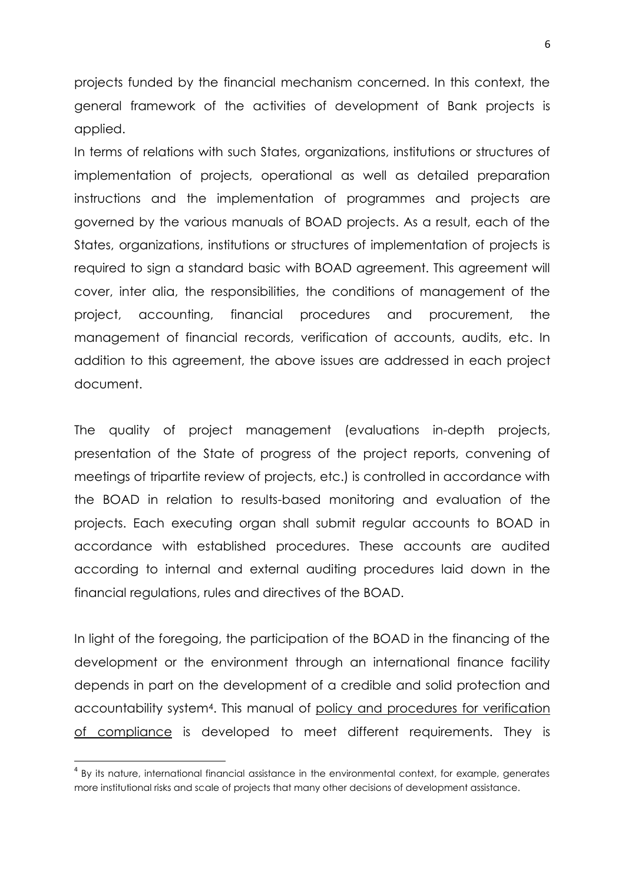projects funded by the financial mechanism concerned. In this context, the general framework of the activities of development of Bank projects is applied.

In terms of relations with such States, organizations, institutions or structures of implementation of projects, operational as well as detailed preparation instructions and the implementation of programmes and projects are governed by the various manuals of BOAD projects. As a result, each of the States, organizations, institutions or structures of implementation of projects is required to sign a standard basic with BOAD agreement. This agreement will cover, inter alia, the responsibilities, the conditions of management of the project, accounting, financial procedures and procurement, the management of financial records, verification of accounts, audits, etc. In addition to this agreement, the above issues are addressed in each project document.

The quality of project management (evaluations in-depth projects, presentation of the State of progress of the project reports, convening of meetings of tripartite review of projects, etc.) is controlled in accordance with the BOAD in relation to results-based monitoring and evaluation of the projects. Each executing organ shall submit regular accounts to BOAD in accordance with established procedures. These accounts are audited according to internal and external auditing procedures laid down in the financial regulations, rules and directives of the BOAD.

In light of the foregoing, the participation of the BOAD in the financing of the development or the environment through an international finance facility depends in part on the development of a credible and solid protection and accountability system[4]. This manual of <u>policy and procedures for verification of compliance</u> is developed to meet different requirements. They is

[4] By its nature, international financial assistance in the environmental context, for example, generates more institutional risks and scale of projects that many other decisions of development assistance.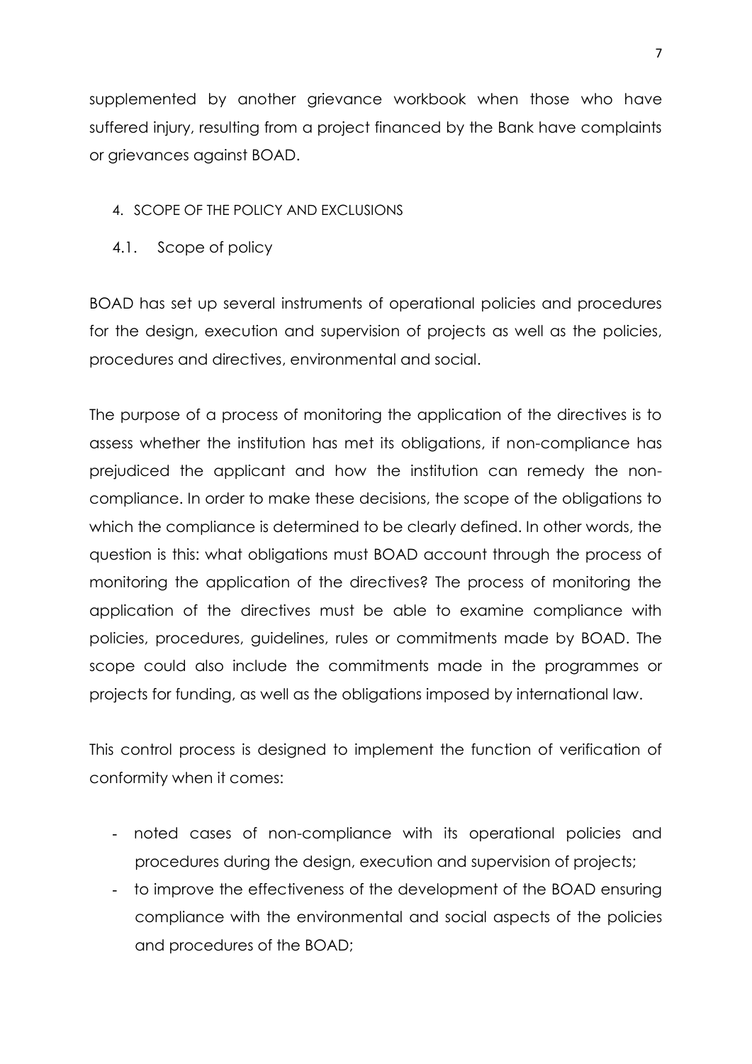supplemented by another grievance workbook when those who have suffered injury, resulting from a project financed by the Bank have complaints or grievances against BOAD.

## 4. SCOPE OF THE POLICY AND EXCLUSIONS

### 4.1. Scope of policy

BOAD has set up several instruments of operational policies and procedures for the design, execution and supervision of projects as well as the policies, procedures and directives, environmental and social.

The purpose of a process of monitoring the application of the directives is to assess whether the institution has met its obligations, if non-compliance has prejudiced the applicant and how the institution can remedy the non-compliance. In order to make these decisions, the scope of the obligations to which the compliance is determined to be clearly defined. In other words, the question is this: what obligations must BOAD account through the process of monitoring the application of the directives? The process of monitoring the application of the directives must be able to examine compliance with policies, procedures, guidelines, rules or commitments made by BOAD. The scope could also include the commitments made in the programmes or projects for funding, as well as the obligations imposed by international law.

This control process is designed to implement the function of verification of conformity when it comes:

- noted cases of non-compliance with its operational policies and procedures during the design, execution and supervision of projects;
- to improve the effectiveness of the development of the BOAD ensuring compliance with the environmental and social aspects of the policies and procedures of the BOAD;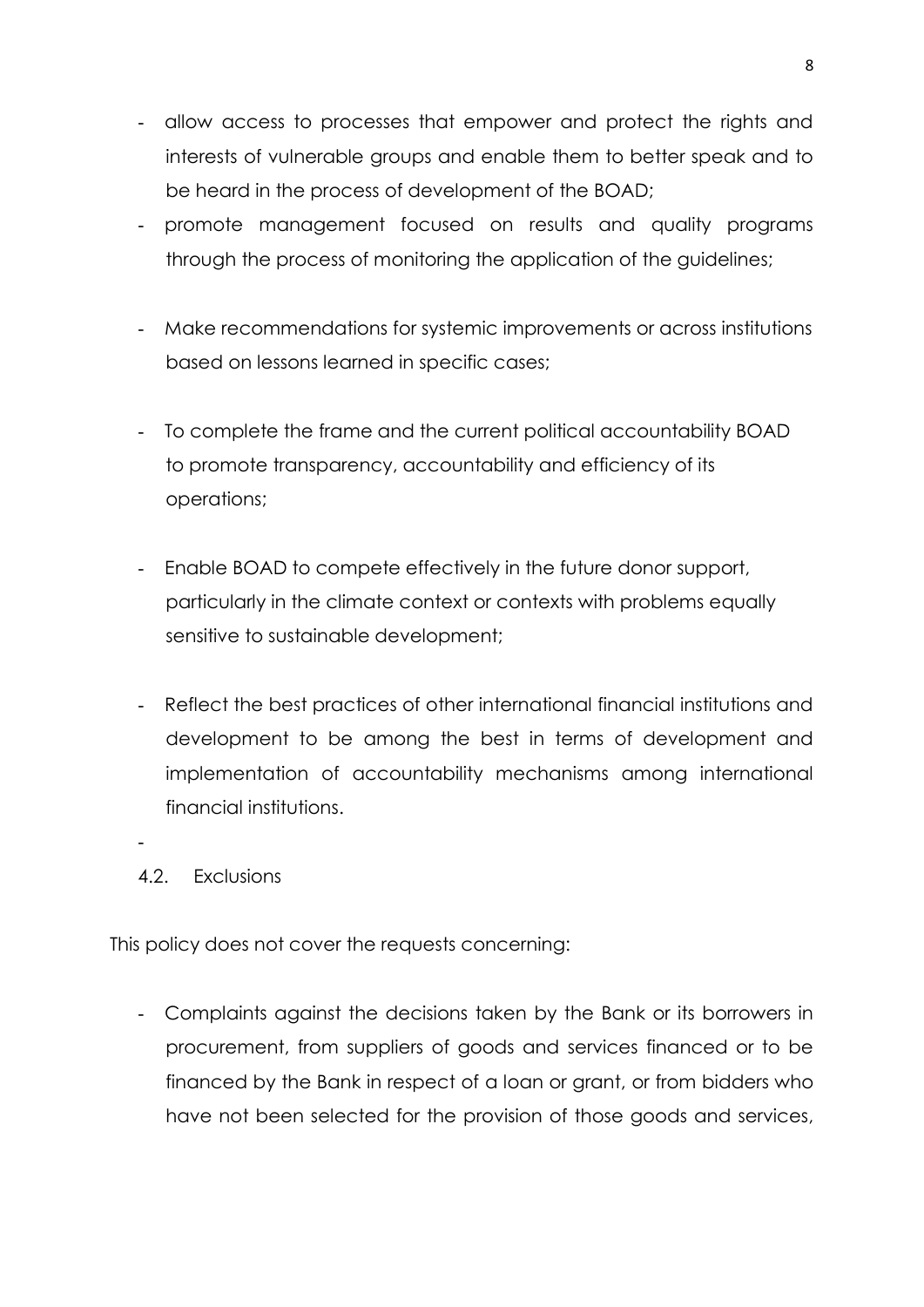- allow access to processes that empower and protect the rights and interests of vulnerable groups and enable them to better speak and to be heard in the process of development of the BOAD;
- promote management focused on results and quality programs through the process of monitoring the application of the guidelines;
- Make recommendations for systemic improvements or across institutions based on lessons learned in specific cases;
- To complete the frame and the current political accountability BOAD to promote transparency, accountability and efficiency of its operations;
- Enable BOAD to compete effectively in the future donor support, particularly in the climate context or contexts with problems equally sensitive to sustainable development;
- Reflect the best practices of other international financial institutions and development to be among the best in terms of development and implementation of accountability mechanisms among international financial institutions.
-

### 4.2. Exclusions

This policy does not cover the requests concerning:

- Complaints against the decisions taken by the Bank or its borrowers in procurement, from suppliers of goods and services financed or to be financed by the Bank in respect of a loan or grant, or from bidders who have not been selected for the provision of those goods and services,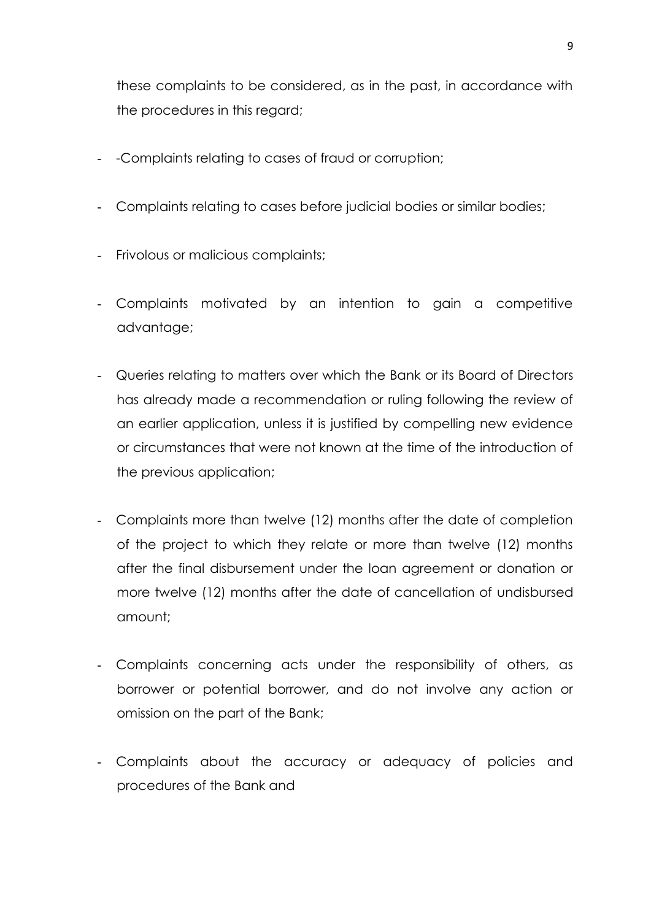these complaints to be considered, as in the past, in accordance with the procedures in this regard;

- -Complaints relating to cases of fraud or corruption;
- Complaints relating to cases before judicial bodies or similar bodies;
- Frivolous or malicious complaints;
- Complaints motivated by an intention to gain a competitive advantage;
- Queries relating to matters over which the Bank or its Board of Directors has already made a recommendation or ruling following the review of an earlier application, unless it is justified by compelling new evidence or circumstances that were not known at the time of the introduction of the previous application;
- Complaints more than twelve (12) months after the date of completion of the project to which they relate or more than twelve (12) months after the final disbursement under the loan agreement or donation or more twelve (12) months after the date of cancellation of undisbursed amount;
- Complaints concerning acts under the responsibility of others, as borrower or potential borrower, and do not involve any action or omission on the part of the Bank;
- Complaints about the accuracy or adequacy of policies and procedures of the Bank and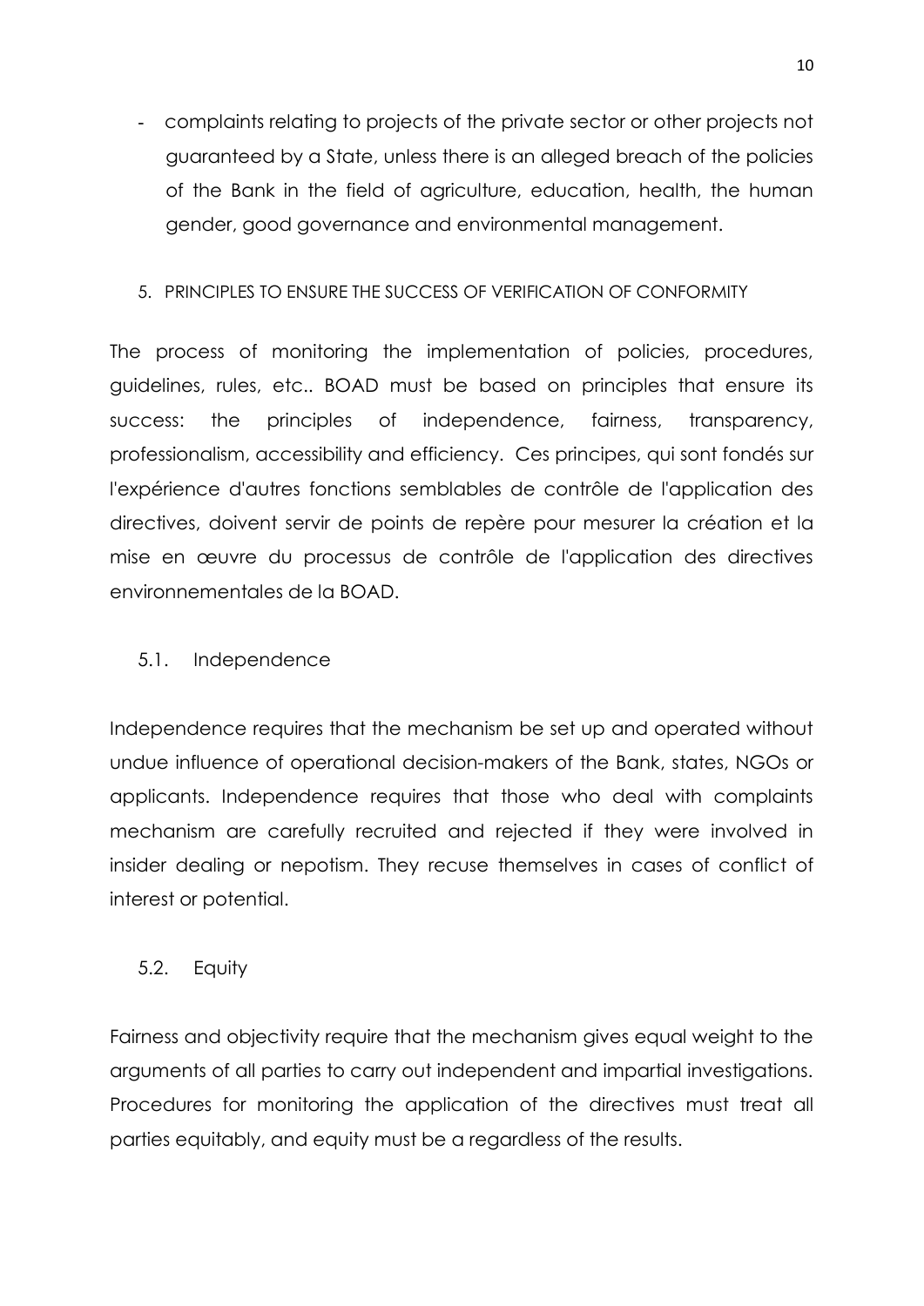- complaints relating to projects of the private sector or other projects not guaranteed by a State, unless there is an alleged breach of the policies of the Bank in the field of agriculture, education, health, the human gender, good governance and environmental management.

## 5. PRINCIPLES TO ENSURE THE SUCCESS OF VERIFICATION OF CONFORMITY

The process of monitoring the implementation of policies, procedures, guidelines, rules, etc.. BOAD must be based on principles that ensure its success: the principles of independence, fairness, transparency, professionalism, accessibility and efficiency. Ces principes, qui sont fondés sur l'expérience d'autres fonctions semblables de contrôle de l'application des directives, doivent servir de points de repère pour mesurer la création et la mise en œuvre du processus de contrôle de l'application des directives environnementales de la BOAD.

### 5.1. Independence

Independence requires that the mechanism be set up and operated without undue influence of operational decision-makers of the Bank, states, NGOs or applicants. Independence requires that those who deal with complaints mechanism are carefully recruited and rejected if they were involved in insider dealing or nepotism. They recuse themselves in cases of conflict of interest or potential.

### 5.2. Equity

Fairness and objectivity require that the mechanism gives equal weight to the arguments of all parties to carry out independent and impartial investigations. Procedures for monitoring the application of the directives must treat all parties equitably, and equity must be a regardless of the results.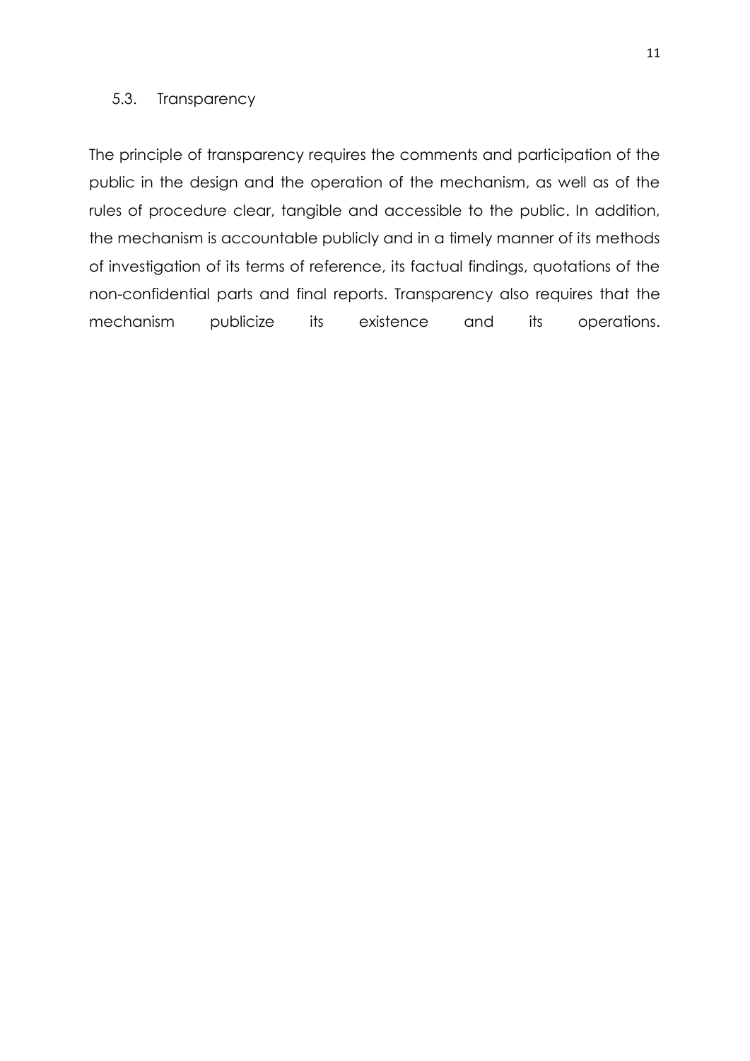### 5.3. Transparency

The principle of transparency requires the comments and participation of the public in the design and the operation of the mechanism, as well as of the rules of procedure clear, tangible and accessible to the public. In addition, the mechanism is accountable publicly and in a timely manner of its methods of investigation of its terms of reference, its factual findings, quotations of the non-confidential parts and final reports. Transparency also requires that the mechanism publicize its existence and its operations.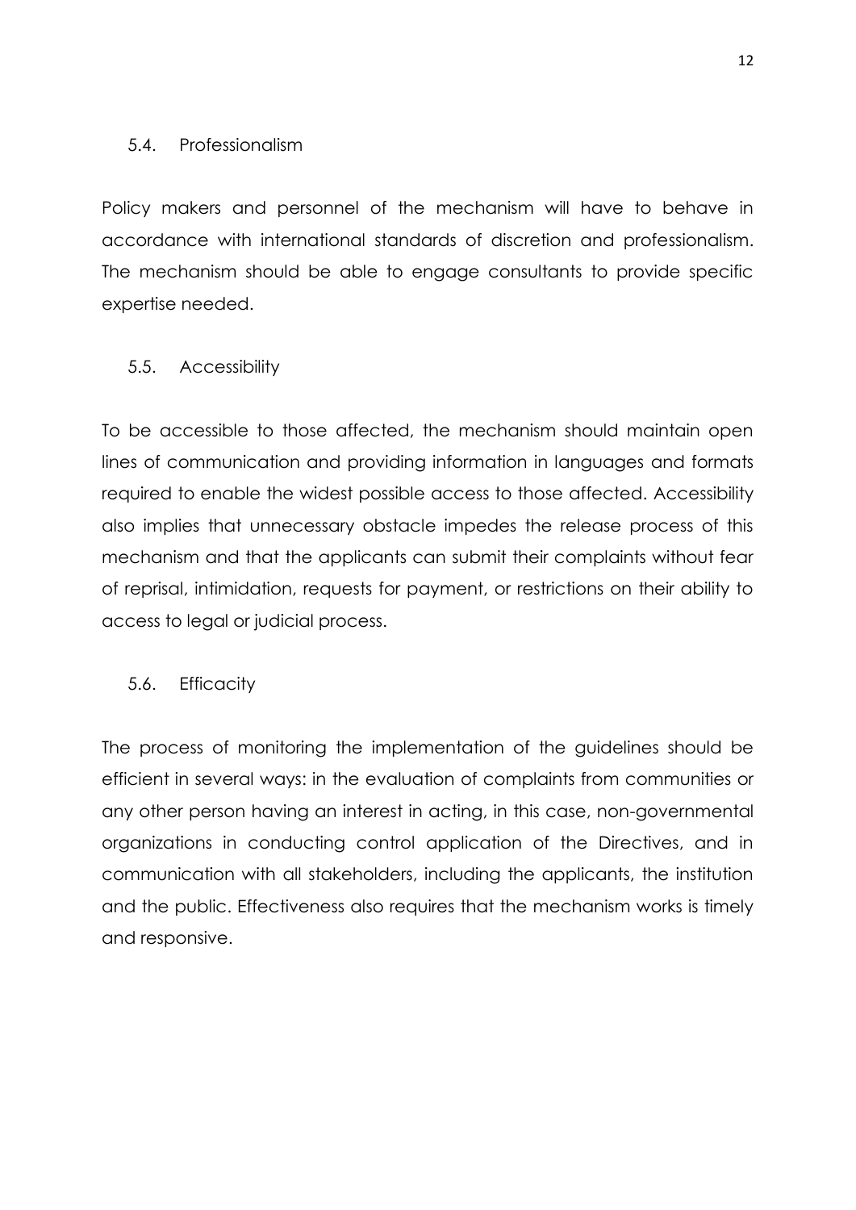### 5.4. Professionalism

Policy makers and personnel of the mechanism will have to behave in accordance with international standards of discretion and professionalism. The mechanism should be able to engage consultants to provide specific expertise needed.

### 5.5. Accessibility

To be accessible to those affected, the mechanism should maintain open lines of communication and providing information in languages and formats required to enable the widest possible access to those affected. Accessibility also implies that unnecessary obstacle impedes the release process of this mechanism and that the applicants can submit their complaints without fear of reprisal, intimidation, requests for payment, or restrictions on their ability to access to legal or judicial process.

### 5.6. Efficacity

The process of monitoring the implementation of the guidelines should be efficient in several ways: in the evaluation of complaints from communities or any other person having an interest in acting, in this case, non-governmental organizations in conducting control application of the Directives, and in communication with all stakeholders, including the applicants, the institution and the public. Effectiveness also requires that the mechanism works is timely and responsive.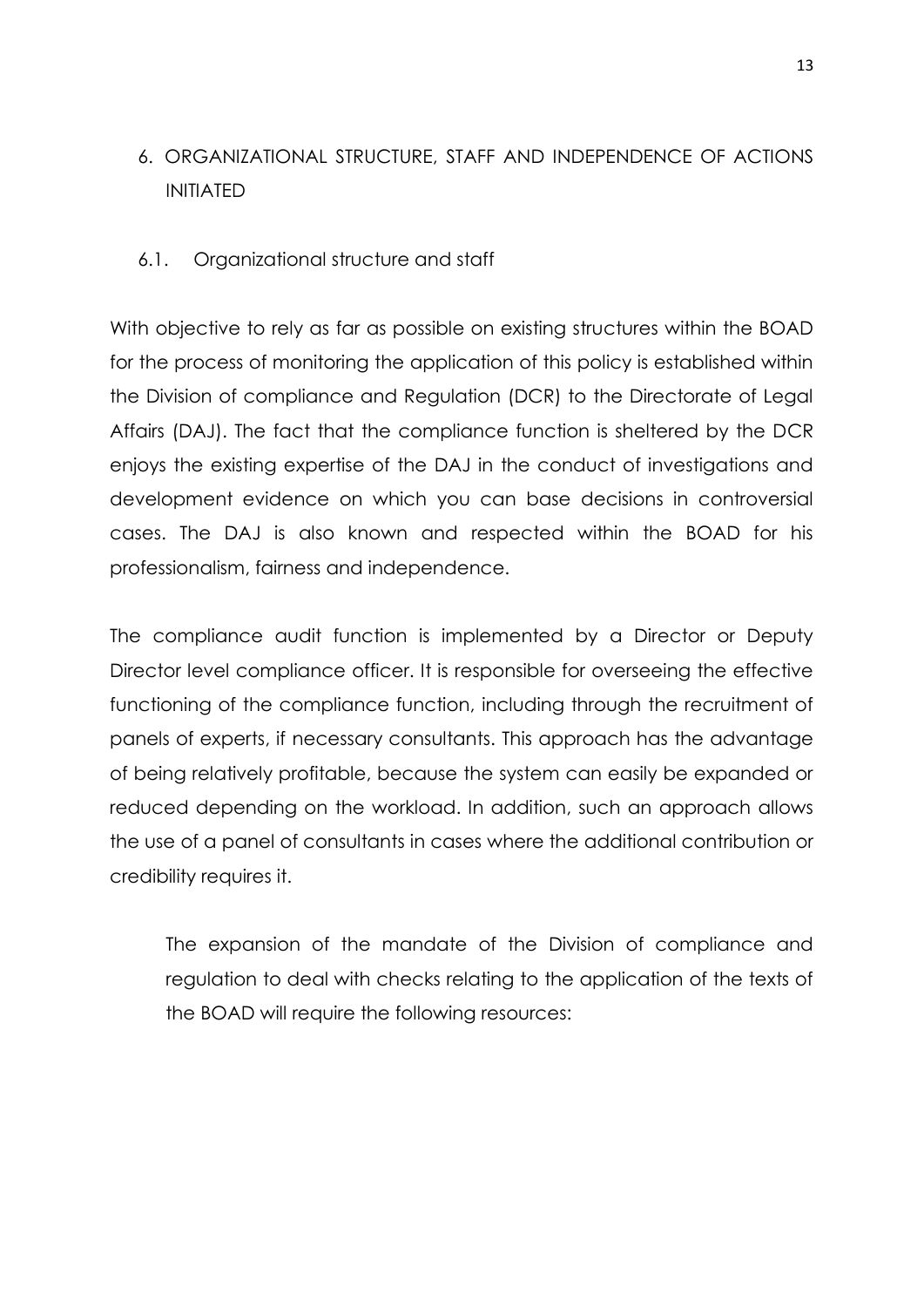## 6. ORGANIZATIONAL STRUCTURE, STAFF AND INDEPENDENCE OF ACTIONS INITIATED

### 6.1. Organizational structure and staff

With objective to rely as far as possible on existing structures within the BOAD for the process of monitoring the application of this policy is established within the Division of compliance and Regulation (DCR) to the Directorate of Legal Affairs (DAJ). The fact that the compliance function is sheltered by the DCR enjoys the existing expertise of the DAJ in the conduct of investigations and development evidence on which you can base decisions in controversial cases. The DAJ is also known and respected within the BOAD for his professionalism, fairness and independence.

The compliance audit function is implemented by a Director or Deputy Director level compliance officer. It is responsible for overseeing the effective functioning of the compliance function, including through the recruitment of panels of experts, if necessary consultants. This approach has the advantage of being relatively profitable, because the system can easily be expanded or reduced depending on the workload. In addition, such an approach allows the use of a panel of consultants in cases where the additional contribution or credibility requires it.

The expansion of the mandate of the Division of compliance and regulation to deal with checks relating to the application of the texts of the BOAD will require the following resources: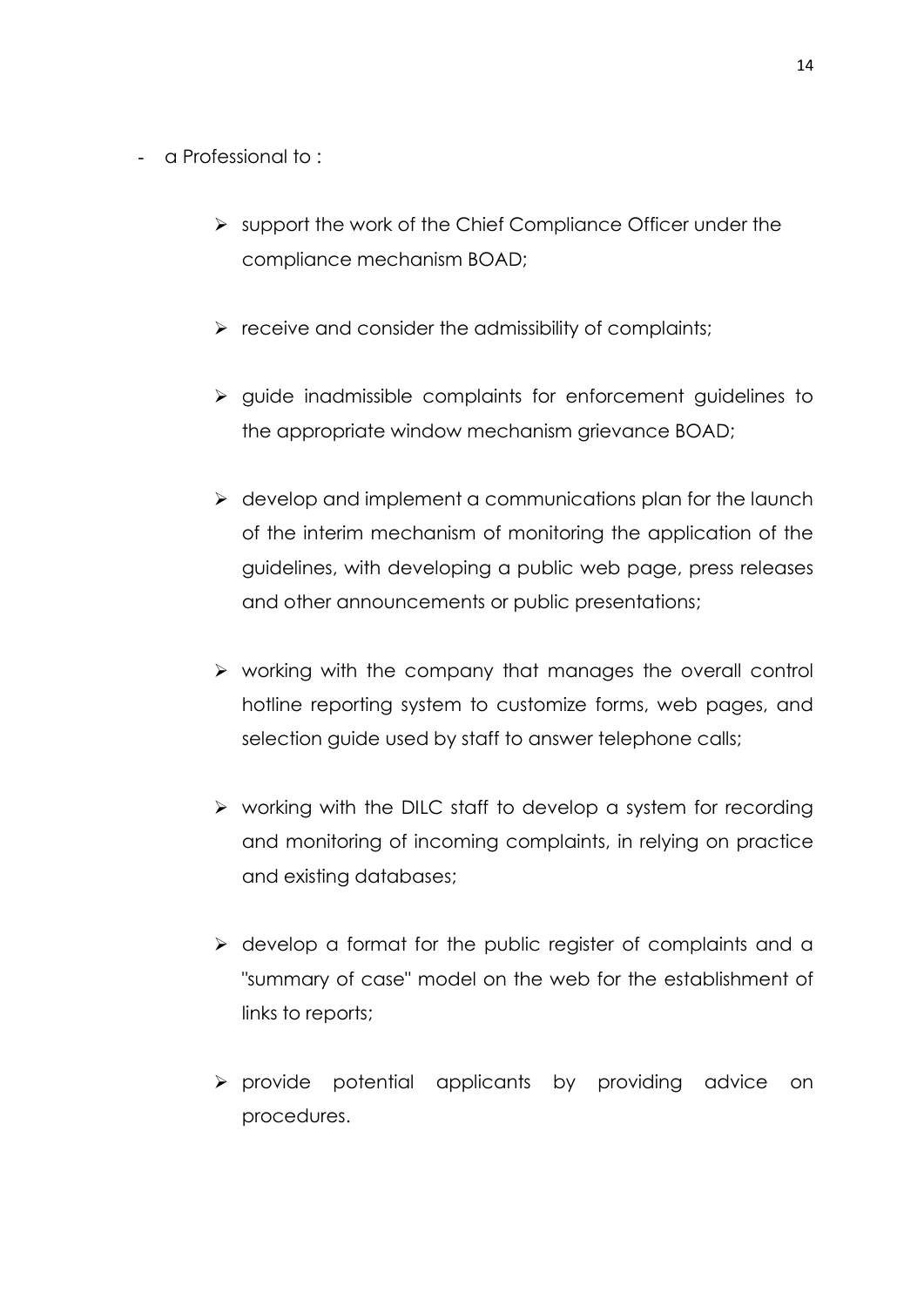- a Professional to :

    - support the work of the Chief Compliance Officer under the compliance mechanism BOAD;
    - receive and consider the admissibility of complaints;
    - guide inadmissible complaints for enforcement guidelines to the appropriate window mechanism grievance BOAD;
    - develop and implement a communications plan for the launch of the interim mechanism of monitoring the application of the guidelines, with developing a public web page, press releases and other announcements or public presentations;
    - working with the company that manages the overall control hotline reporting system to customize forms, web pages, and selection guide used by staff to answer telephone calls;
    - working with the DILC staff to develop a system for recording and monitoring of incoming complaints, in relying on practice and existing databases;
    - develop a format for the public register of complaints and a "summary of case" model on the web for the establishment of links to reports;
    - provide potential applicants by providing advice on procedures.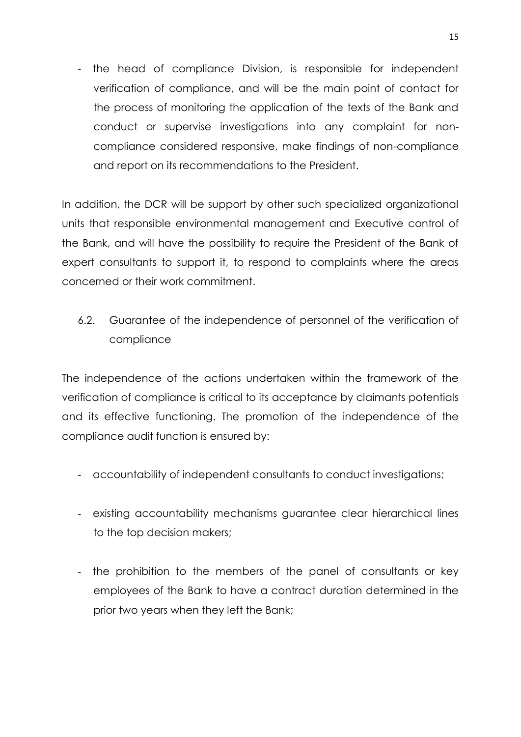- the head of compliance Division, is responsible for independent verification of compliance, and will be the main point of contact for the process of monitoring the application of the texts of the Bank and conduct or supervise investigations into any complaint for non-compliance considered responsive, make findings of non-compliance and report on its recommendations to the President.

In addition, the DCR will be support by other such specialized organizational units that responsible environmental management and Executive control of the Bank, and will have the possibility to require the President of the Bank of expert consultants to support it, to respond to complaints where the areas concerned or their work commitment.

### 6.2. Guarantee of the independence of personnel of the verification of compliance

The independence of the actions undertaken within the framework of the verification of compliance is critical to its acceptance by claimants potentials and its effective functioning. The promotion of the independence of the compliance audit function is ensured by:

- accountability of independent consultants to conduct investigations;
- existing accountability mechanisms guarantee clear hierarchical lines to the top decision makers;
- the prohibition to the members of the panel of consultants or key employees of the Bank to have a contract duration determined in the prior two years when they left the Bank;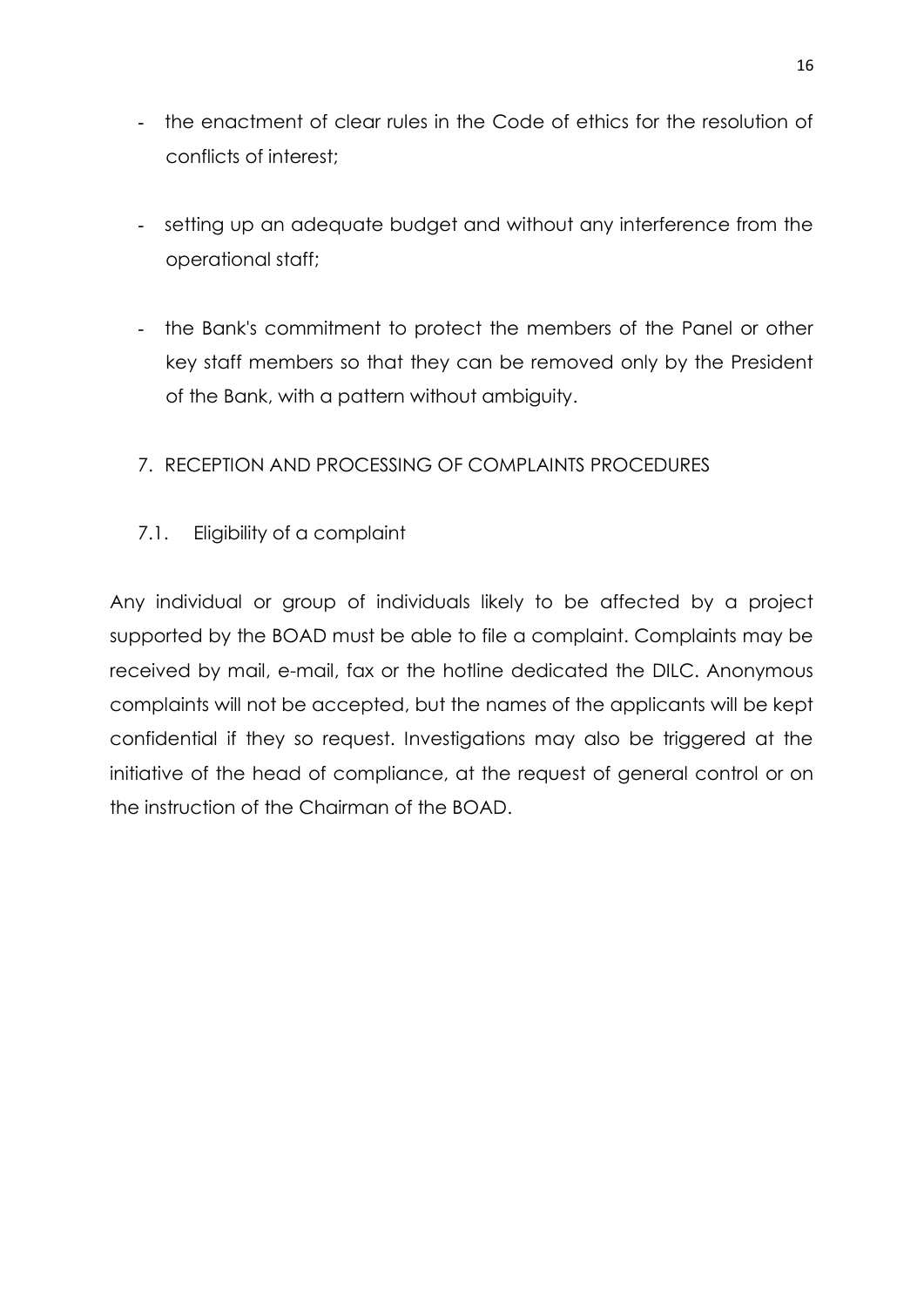- the enactment of clear rules in the Code of ethics for the resolution of conflicts of interest;

- setting up an adequate budget and without any interference from the operational staff;

- the Bank's commitment to protect the members of the Panel or other key staff members so that they can be removed only by the President of the Bank, with a pattern without ambiguity.

## 7. RECEPTION AND PROCESSING OF COMPLAINTS PROCEDURES

### 7.1. Eligibility of a complaint

Any individual or group of individuals likely to be affected by a project supported by the BOAD must be able to file a complaint. Complaints may be received by mail, e-mail, fax or the hotline dedicated the DILC. Anonymous complaints will not be accepted, but the names of the applicants will be kept confidential if they so request. Investigations may also be triggered at the initiative of the head of compliance, at the request of general control or on the instruction of the Chairman of the BOAD.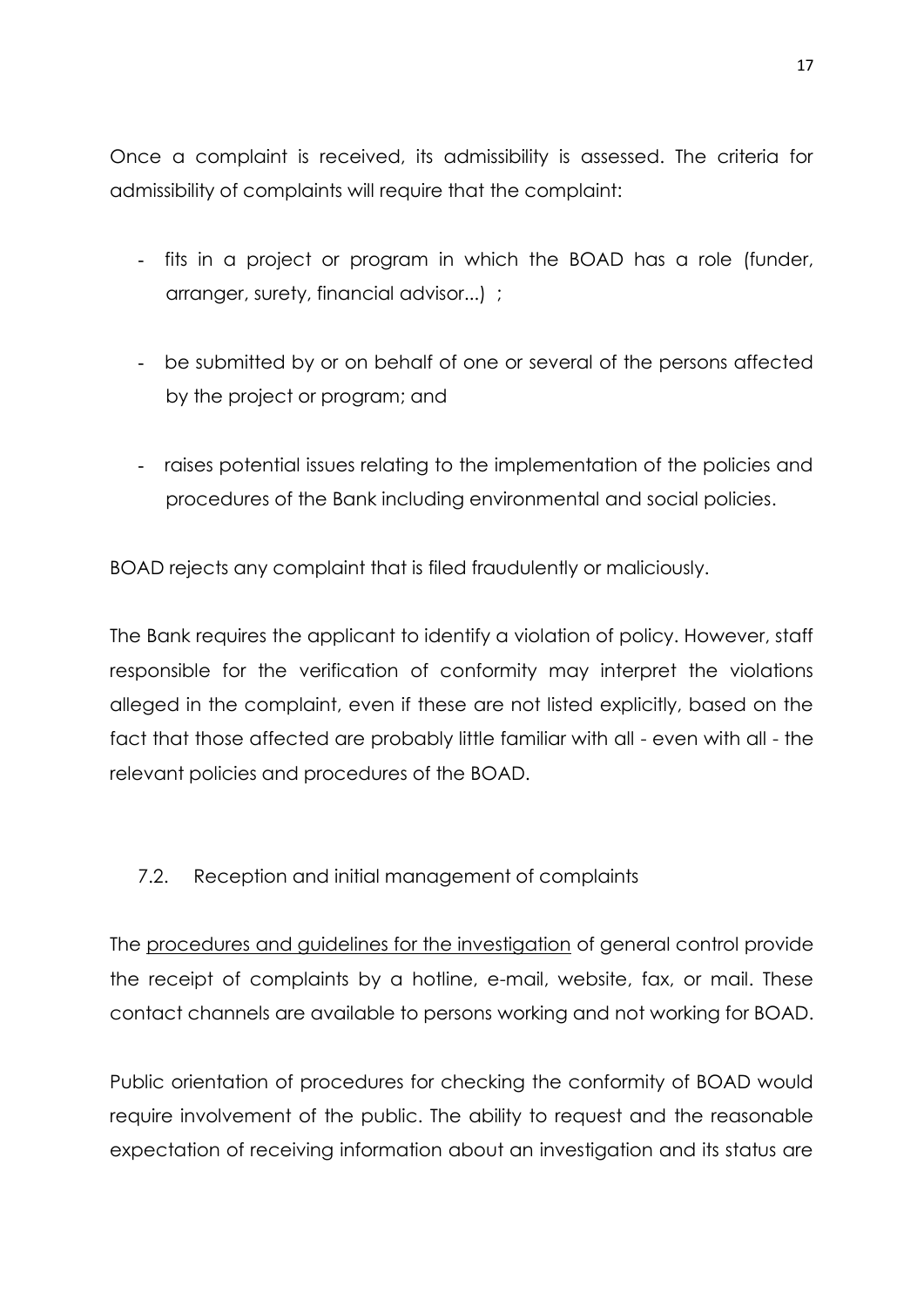Once a complaint is received, its admissibility is assessed. The criteria for admissibility of complaints will require that the complaint:

- fits in a project or program in which the BOAD has a role (funder, arranger, surety, financial advisor...) ;
- be submitted by or on behalf of one or several of the persons affected by the project or program; and
- raises potential issues relating to the implementation of the policies and procedures of the Bank including environmental and social policies.

BOAD rejects any complaint that is filed fraudulently or maliciously.

The Bank requires the applicant to identify a violation of policy. However, staff responsible for the verification of conformity may interpret the violations alleged in the complaint, even if these are not listed explicitly, based on the fact that those affected are probably little familiar with all - even with all - the relevant policies and procedures of the BOAD.

### 7.2. Reception and initial management of complaints

The procedures and guidelines for the investigation of general control provide the receipt of complaints by a hotline, e-mail, website, fax, or mail. These contact channels are available to persons working and not working for BOAD.

Public orientation of procedures for checking the conformity of BOAD would require involvement of the public. The ability to request and the reasonable expectation of receiving information about an investigation and its status are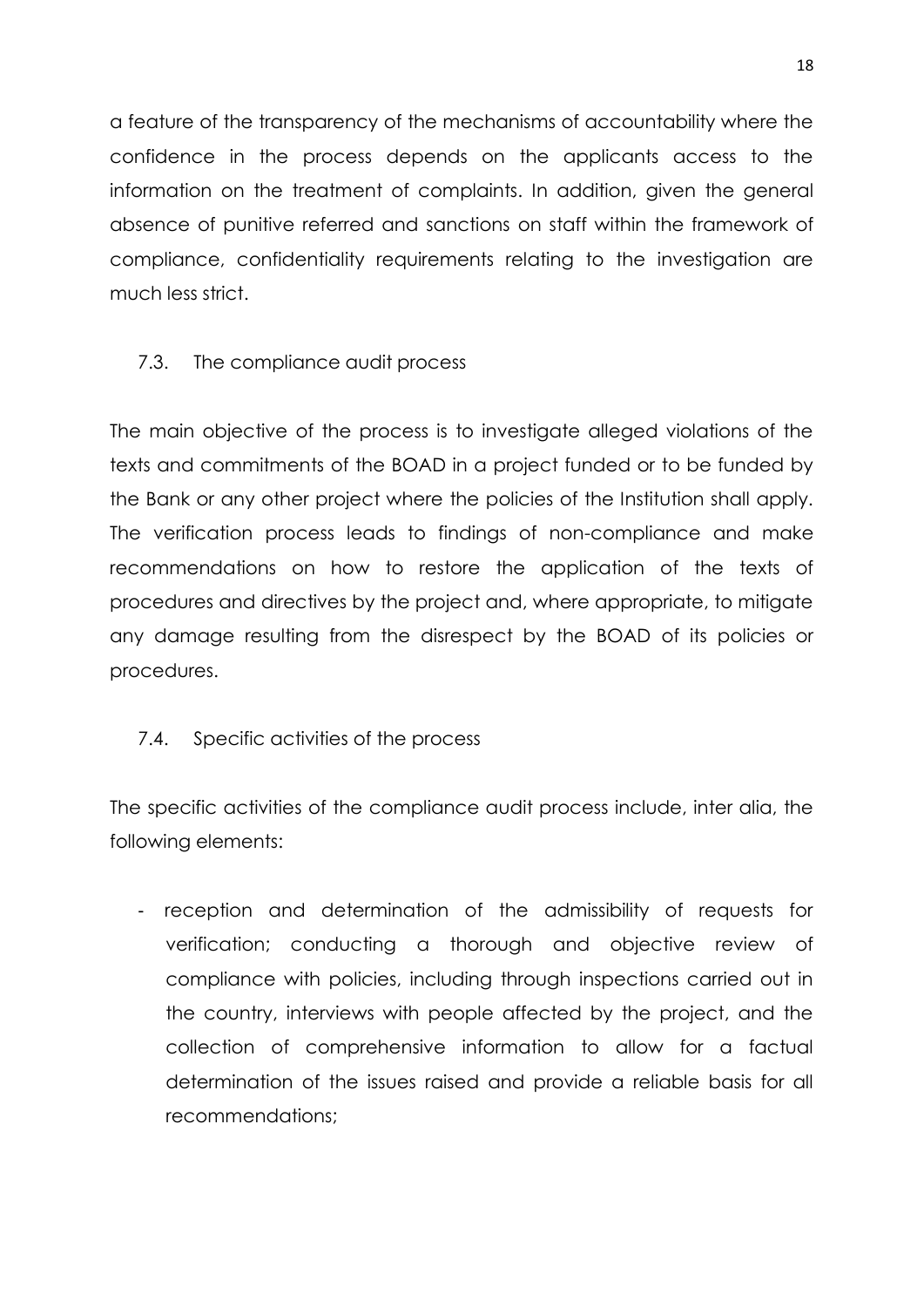a feature of the transparency of the mechanisms of accountability where the confidence in the process depends on the applicants access to the information on the treatment of complaints. In addition, given the general absence of punitive referred and sanctions on staff within the framework of compliance, confidentiality requirements relating to the investigation are much less strict.

### 7.3. The compliance audit process

The main objective of the process is to investigate alleged violations of the texts and commitments of the BOAD in a project funded or to be funded by the Bank or any other project where the policies of the Institution shall apply. The verification process leads to findings of non-compliance and make recommendations on how to restore the application of the texts of procedures and directives by the project and, where appropriate, to mitigate any damage resulting from the disrespect by the BOAD of its policies or procedures.

### 7.4. Specific activities of the process

The specific activities of the compliance audit process include, inter alia, the following elements:

- reception and determination of the admissibility of requests for verification; conducting a thorough and objective review of compliance with policies, including through inspections carried out in the country, interviews with people affected by the project, and the collection of comprehensive information to allow for a factual determination of the issues raised and provide a reliable basis for all recommendations;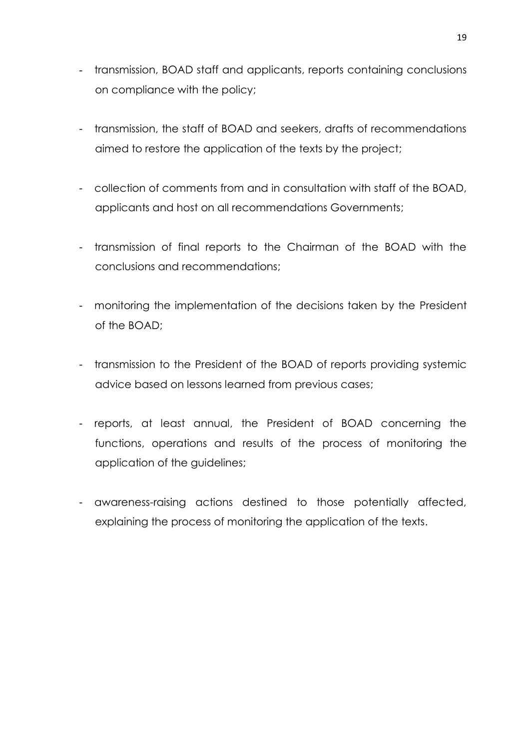- transmission, BOAD staff and applicants, reports containing conclusions on compliance with the policy;

- transmission, the staff of BOAD and seekers, drafts of recommendations aimed to restore the application of the texts by the project;

- collection of comments from and in consultation with staff of the BOAD, applicants and host on all recommendations Governments;

- transmission of final reports to the Chairman of the BOAD with the conclusions and recommendations;

- monitoring the implementation of the decisions taken by the President of the BOAD;

- transmission to the President of the BOAD of reports providing systemic advice based on lessons learned from previous cases;

- reports, at least annual, the President of BOAD concerning the functions, operations and results of the process of monitoring the application of the guidelines;

- awareness-raising actions destined to those potentially affected, explaining the process of monitoring the application of the texts.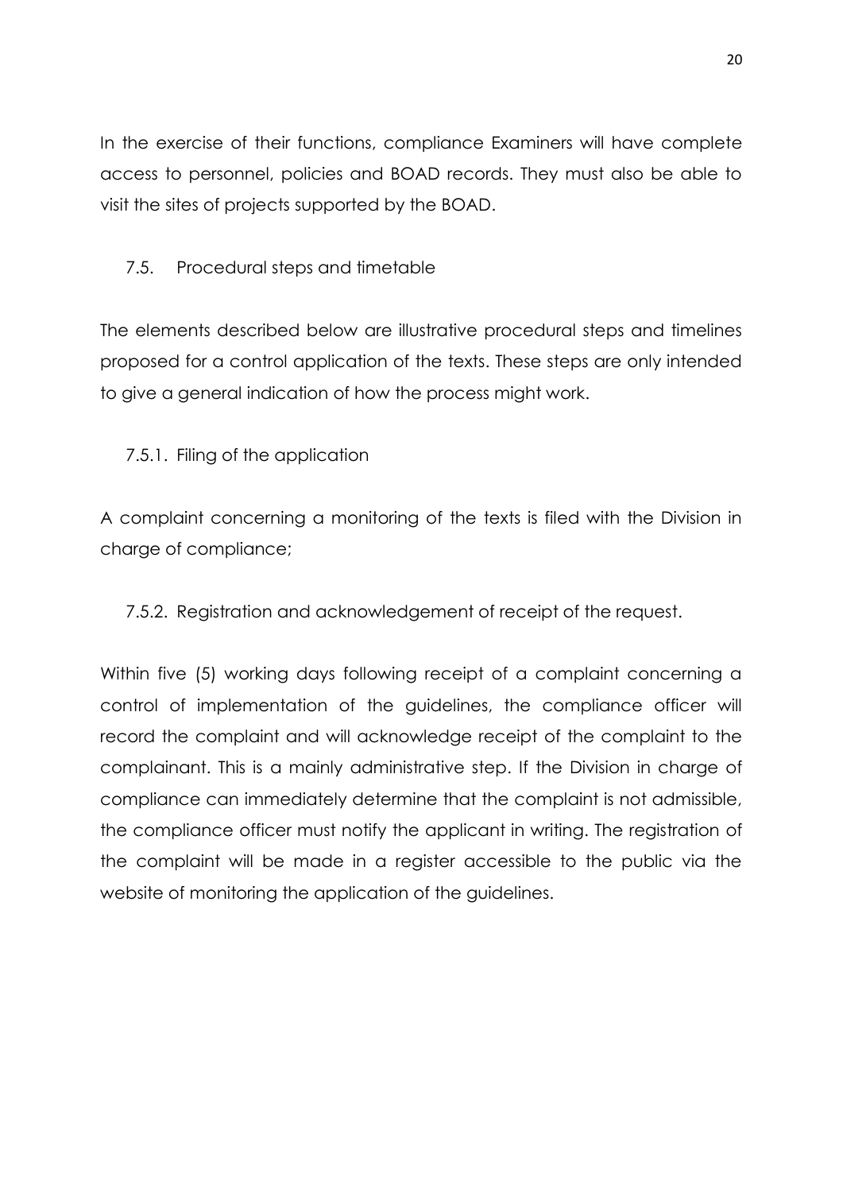In the exercise of their functions, compliance Examiners will have complete access to personnel, policies and BOAD records. They must also be able to visit the sites of projects supported by the BOAD.

### 7.5. Procedural steps and timetable

The elements described below are illustrative procedural steps and timelines proposed for a control application of the texts. These steps are only intended to give a general indication of how the process might work.

#### 7.5.1. Filing of the application

A complaint concerning a monitoring of the texts is filed with the Division in charge of compliance;

#### 7.5.2. Registration and acknowledgement of receipt of the request.

Within five (5) working days following receipt of a complaint concerning a control of implementation of the guidelines, the compliance officer will record the complaint and will acknowledge receipt of the complaint to the complainant. This is a mainly administrative step. If the Division in charge of compliance can immediately determine that the complaint is not admissible, the compliance officer must notify the applicant in writing. The registration of the complaint will be made in a register accessible to the public via the website of monitoring the application of the guidelines.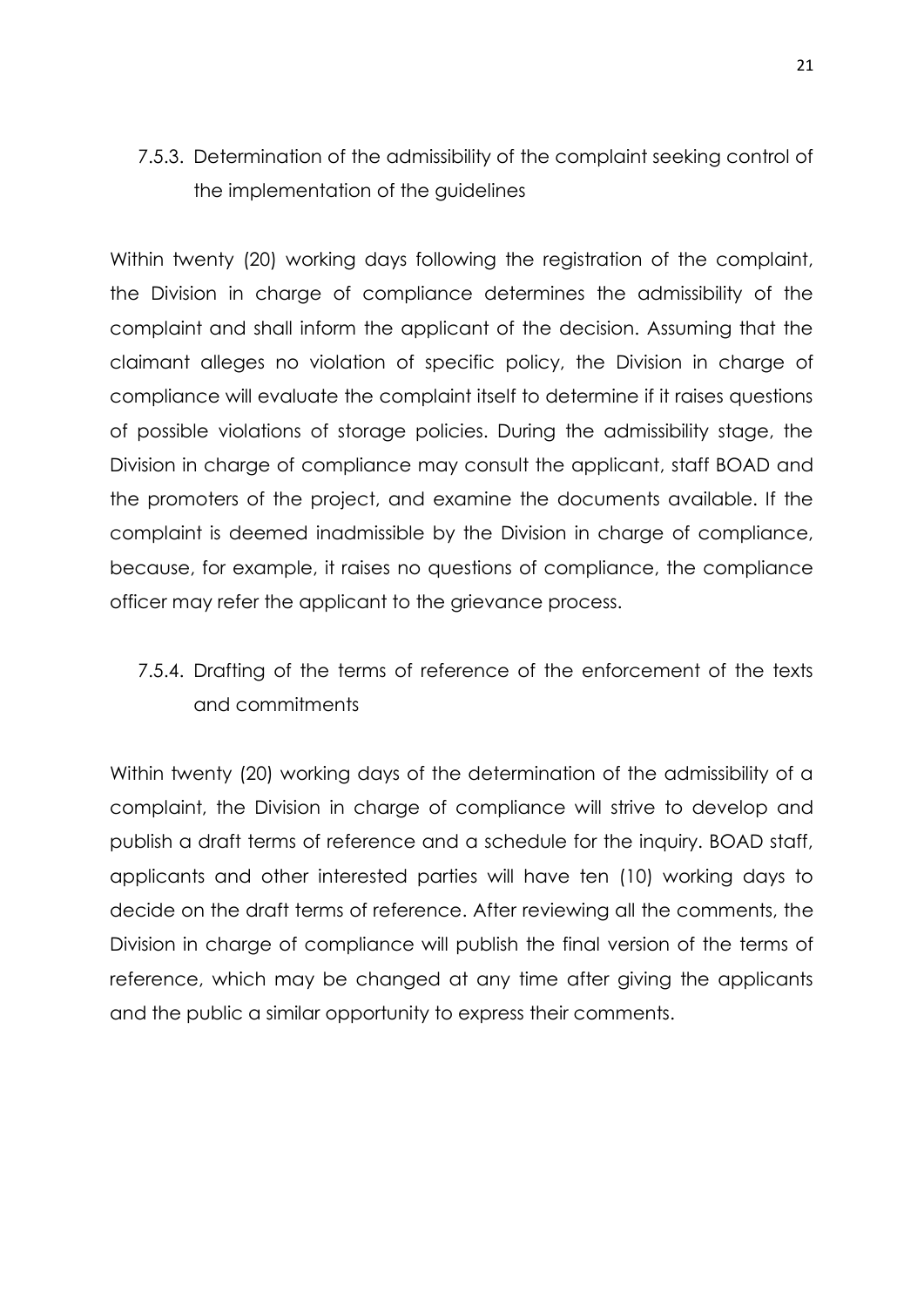### 7.5.3. Determination of the admissibility of the complaint seeking control of the implementation of the guidelines

Within twenty (20) working days following the registration of the complaint, the Division in charge of compliance determines the admissibility of the complaint and shall inform the applicant of the decision. Assuming that the claimant alleges no violation of specific policy, the Division in charge of compliance will evaluate the complaint itself to determine if it raises questions of possible violations of storage policies. During the admissibility stage, the Division in charge of compliance may consult the applicant, staff BOAD and the promoters of the project, and examine the documents available. If the complaint is deemed inadmissible by the Division in charge of compliance, because, for example, it raises no questions of compliance, the compliance officer may refer the applicant to the grievance process.

### 7.5.4. Drafting of the terms of reference of the enforcement of the texts and commitments

Within twenty (20) working days of the determination of the admissibility of a complaint, the Division in charge of compliance will strive to develop and publish a draft terms of reference and a schedule for the inquiry. BOAD staff, applicants and other interested parties will have ten (10) working days to decide on the draft terms of reference. After reviewing all the comments, the Division in charge of compliance will publish the final version of the terms of reference, which may be changed at any time after giving the applicants and the public a similar opportunity to express their comments.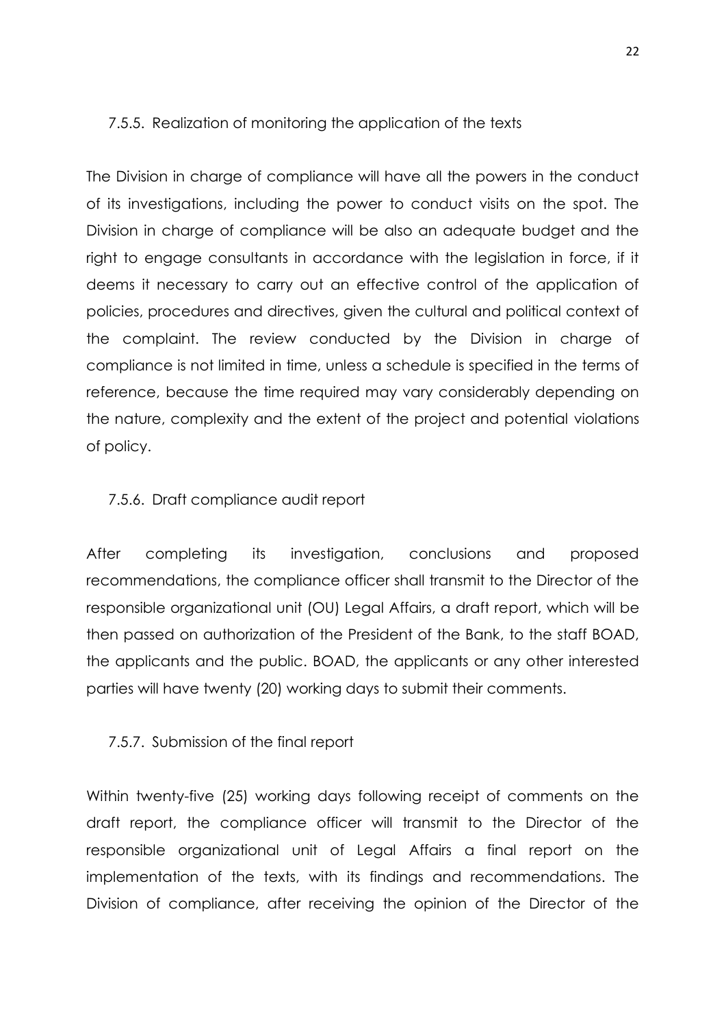### 7.5.5. Realization of monitoring the application of the texts

The Division in charge of compliance will have all the powers in the conduct of its investigations, including the power to conduct visits on the spot. The Division in charge of compliance will be also an adequate budget and the right to engage consultants in accordance with the legislation in force, if it deems it necessary to carry out an effective control of the application of policies, procedures and directives, given the cultural and political context of the complaint. The review conducted by the Division in charge of compliance is not limited in time, unless a schedule is specified in the terms of reference, because the time required may vary considerably depending on the nature, complexity and the extent of the project and potential violations of policy.

### 7.5.6. Draft compliance audit report

After completing its investigation, conclusions and proposed recommendations, the compliance officer shall transmit to the Director of the responsible organizational unit (OU) Legal Affairs, a draft report, which will be then passed on authorization of the President of the Bank, to the staff BOAD, the applicants and the public. BOAD, the applicants or any other interested parties will have twenty (20) working days to submit their comments.

### 7.5.7. Submission of the final report

Within twenty-five (25) working days following receipt of comments on the draft report, the compliance officer will transmit to the Director of the responsible organizational unit of Legal Affairs a final report on the implementation of the texts, with its findings and recommendations. The Division of compliance, after receiving the opinion of the Director of the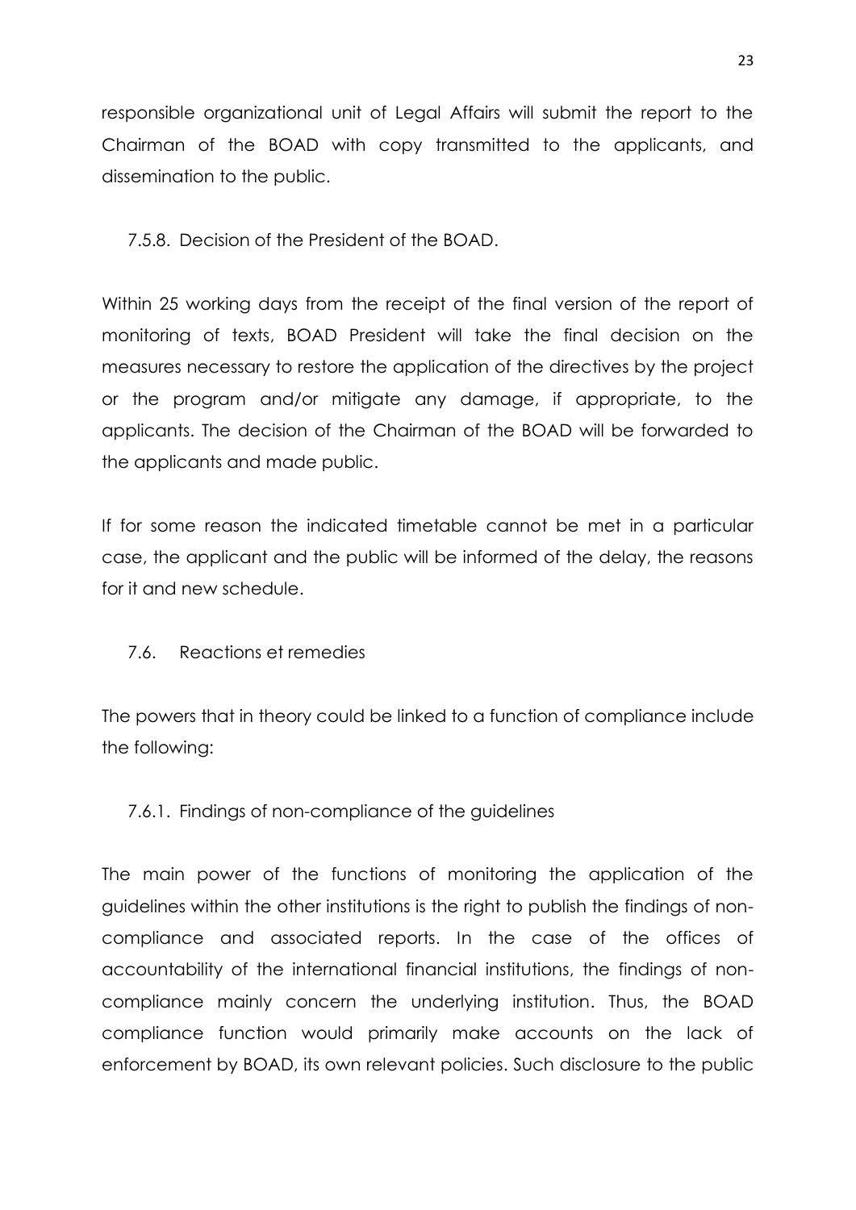responsible organizational unit of Legal Affairs will submit the report to the Chairman of the BOAD with copy transmitted to the applicants, and dissemination to the public.

#### 7.5.8. Decision of the President of the BOAD.

Within 25 working days from the receipt of the final version of the report of monitoring of texts, BOAD President will take the final decision on the measures necessary to restore the application of the directives by the project or the program and/or mitigate any damage, if appropriate, to the applicants. The decision of the Chairman of the BOAD will be forwarded to the applicants and made public.

If for some reason the indicated timetable cannot be met in a particular case, the applicant and the public will be informed of the delay, the reasons for it and new schedule.

### 7.6. Reactions et remedies

The powers that in theory could be linked to a function of compliance include the following:

#### 7.6.1. Findings of non-compliance of the guidelines

The main power of the functions of monitoring the application of the guidelines within the other institutions is the right to publish the findings of non-compliance and associated reports. In the case of the offices of accountability of the international financial institutions, the findings of non-compliance mainly concern the underlying institution. Thus, the BOAD compliance function would primarily make accounts on the lack of enforcement by BOAD, its own relevant policies. Such disclosure to the public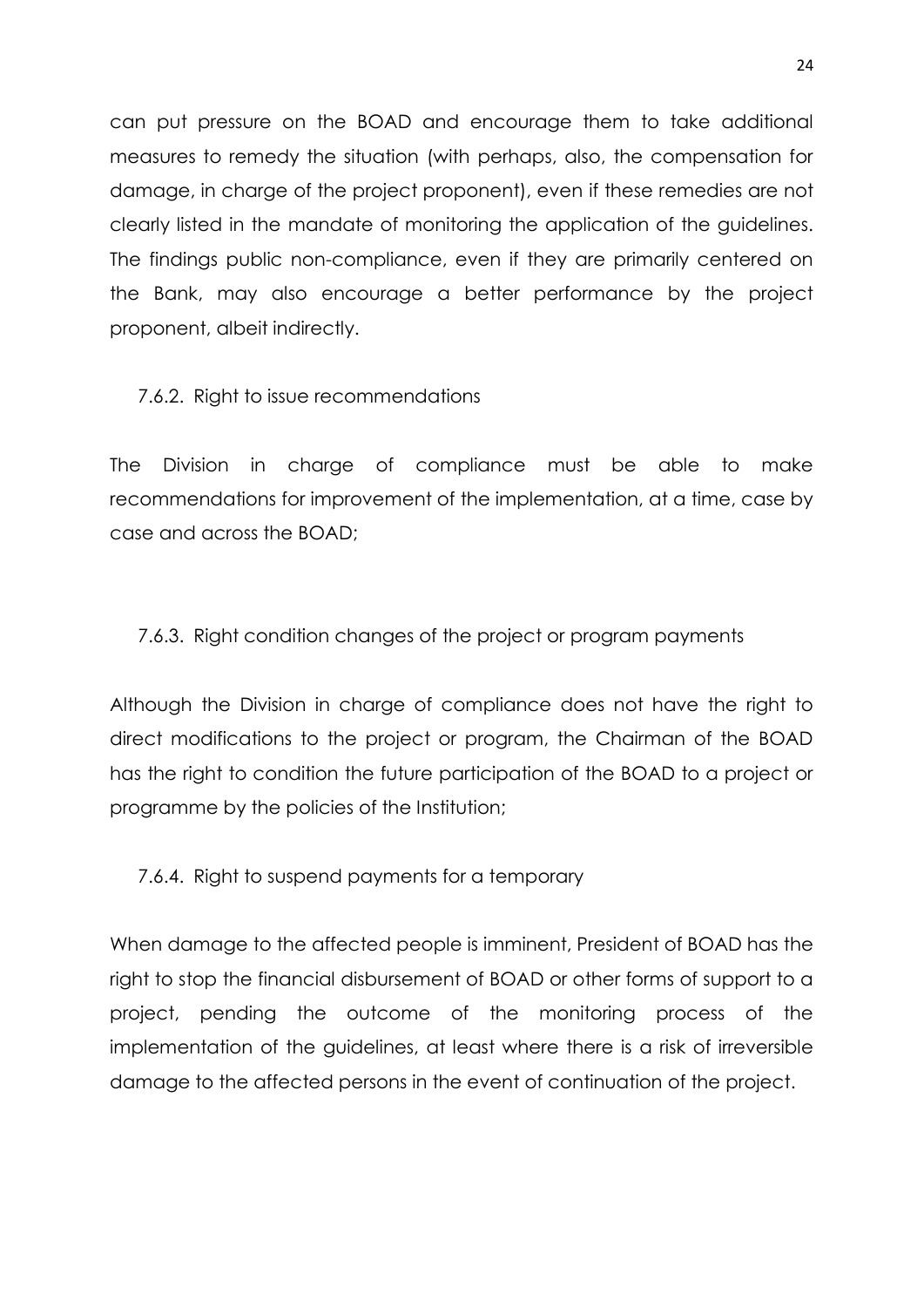can put pressure on the BOAD and encourage them to take additional measures to remedy the situation (with perhaps, also, the compensation for damage, in charge of the project proponent), even if these remedies are not clearly listed in the mandate of monitoring the application of the guidelines. The findings public non-compliance, even if they are primarily centered on the Bank, may also encourage a better performance by the project proponent, albeit indirectly.

#### 7.6.2. Right to issue recommendations

The Division in charge of compliance must be able to make recommendations for improvement of the implementation, at a time, case by case and across the BOAD;

#### 7.6.3. Right condition changes of the project or program payments

Although the Division in charge of compliance does not have the right to direct modifications to the project or program, the Chairman of the BOAD has the right to condition the future participation of the BOAD to a project or programme by the policies of the Institution;

#### 7.6.4. Right to suspend payments for a temporary

When damage to the affected people is imminent, President of BOAD has the right to stop the financial disbursement of BOAD or other forms of support to a project, pending the outcome of the monitoring process of the implementation of the guidelines, at least where there is a risk of irreversible damage to the affected persons in the event of continuation of the project.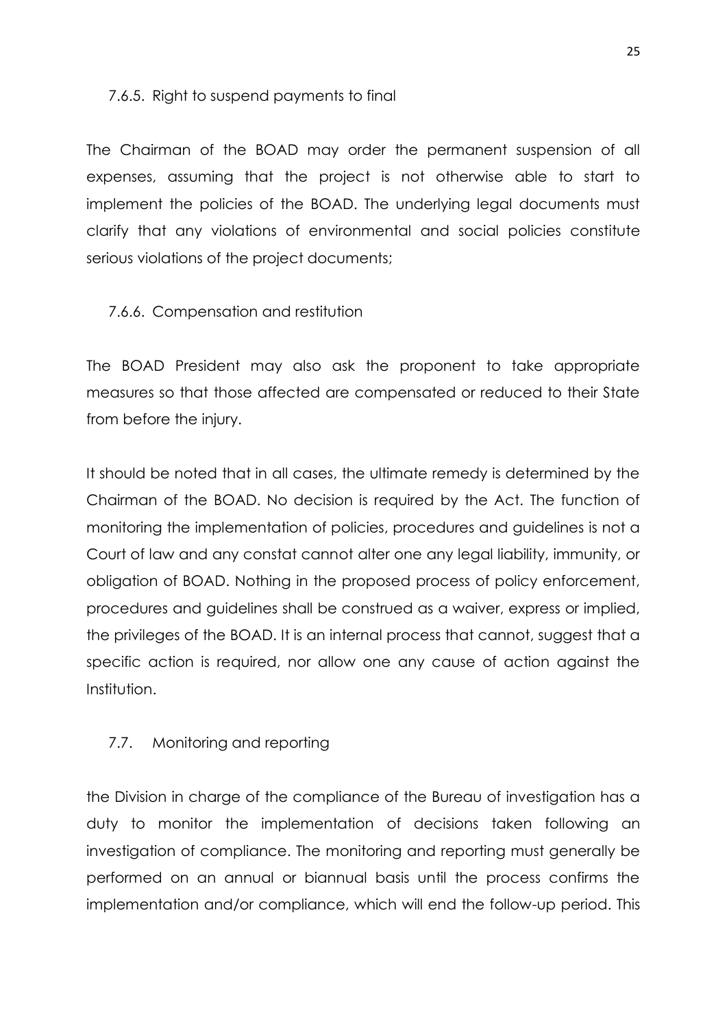#### 7.6.5. Right to suspend payments to final

The Chairman of the BOAD may order the permanent suspension of all expenses, assuming that the project is not otherwise able to start to implement the policies of the BOAD. The underlying legal documents must clarify that any violations of environmental and social policies constitute serious violations of the project documents;

#### 7.6.6. Compensation and restitution

The BOAD President may also ask the proponent to take appropriate measures so that those affected are compensated or reduced to their State from before the injury.

It should be noted that in all cases, the ultimate remedy is determined by the Chairman of the BOAD. No decision is required by the Act. The function of monitoring the implementation of policies, procedures and guidelines is not a Court of law and any constat cannot alter one any legal liability, immunity, or obligation of BOAD. Nothing in the proposed process of policy enforcement, procedures and guidelines shall be construed as a waiver, express or implied, the privileges of the BOAD. It is an internal process that cannot, suggest that a specific action is required, nor allow one any cause of action against the Institution.

### 7.7. Monitoring and reporting

the Division in charge of the compliance of the Bureau of investigation has a duty to monitor the implementation of decisions taken following an investigation of compliance. The monitoring and reporting must generally be performed on an annual or biannual basis until the process confirms the implementation and/or compliance, which will end the follow-up period. This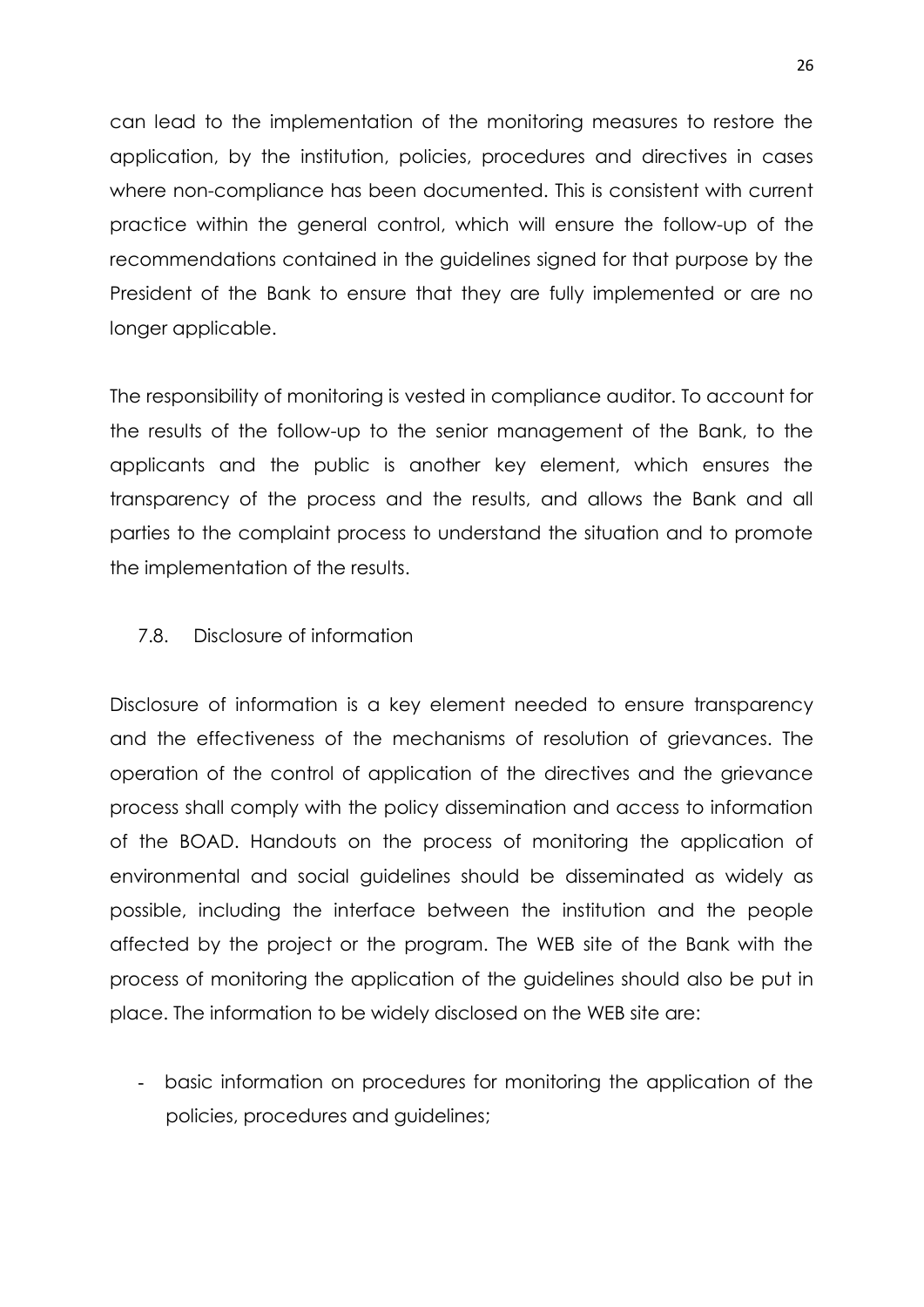can lead to the implementation of the monitoring measures to restore the application, by the institution, policies, procedures and directives in cases where non-compliance has been documented. This is consistent with current practice within the general control, which will ensure the follow-up of the recommendations contained in the guidelines signed for that purpose by the President of the Bank to ensure that they are fully implemented or are no longer applicable.

The responsibility of monitoring is vested in compliance auditor. To account for the results of the follow-up to the senior management of the Bank, to the applicants and the public is another key element, which ensures the transparency of the process and the results, and allows the Bank and all parties to the complaint process to understand the situation and to promote the implementation of the results.

### 7.8. Disclosure of information

Disclosure of information is a key element needed to ensure transparency and the effectiveness of the mechanisms of resolution of grievances. The operation of the control of application of the directives and the grievance process shall comply with the policy dissemination and access to information of the BOAD. Handouts on the process of monitoring the application of environmental and social guidelines should be disseminated as widely as possible, including the interface between the institution and the people affected by the project or the program. The WEB site of the Bank with the process of monitoring the application of the guidelines should also be put in place. The information to be widely disclosed on the WEB site are:

- basic information on procedures for monitoring the application of the policies, procedures and guidelines;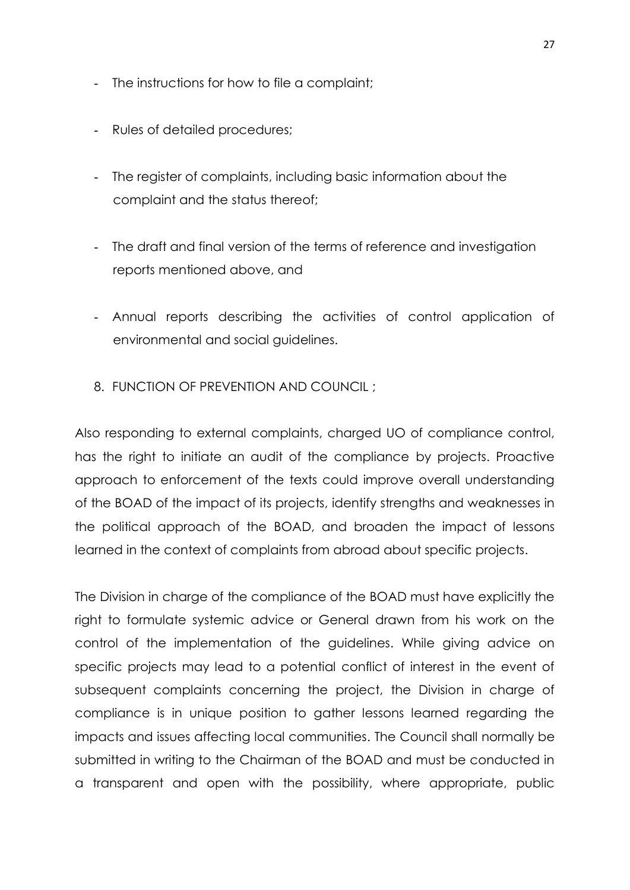- The instructions for how to file a complaint;
- Rules of detailed procedures;
- The register of complaints, including basic information about the complaint and the status thereof;
- The draft and final version of the terms of reference and investigation reports mentioned above, and
- Annual reports describing the activities of control application of environmental and social guidelines.

8. FUNCTION OF PREVENTION AND COUNCIL ;

Also responding to external complaints, charged UO of compliance control, has the right to initiate an audit of the compliance by projects. Proactive approach to enforcement of the texts could improve overall understanding of the BOAD of the impact of its projects, identify strengths and weaknesses in the political approach of the BOAD, and broaden the impact of lessons learned in the context of complaints from abroad about specific projects.

The Division in charge of the compliance of the BOAD must have explicitly the right to formulate systemic advice or General drawn from his work on the control of the implementation of the guidelines. While giving advice on specific projects may lead to a potential conflict of interest in the event of subsequent complaints concerning the project, the Division in charge of compliance is in unique position to gather lessons learned regarding the impacts and issues affecting local communities. The Council shall normally be submitted in writing to the Chairman of the BOAD and must be conducted in a transparent and open with the possibility, where appropriate, public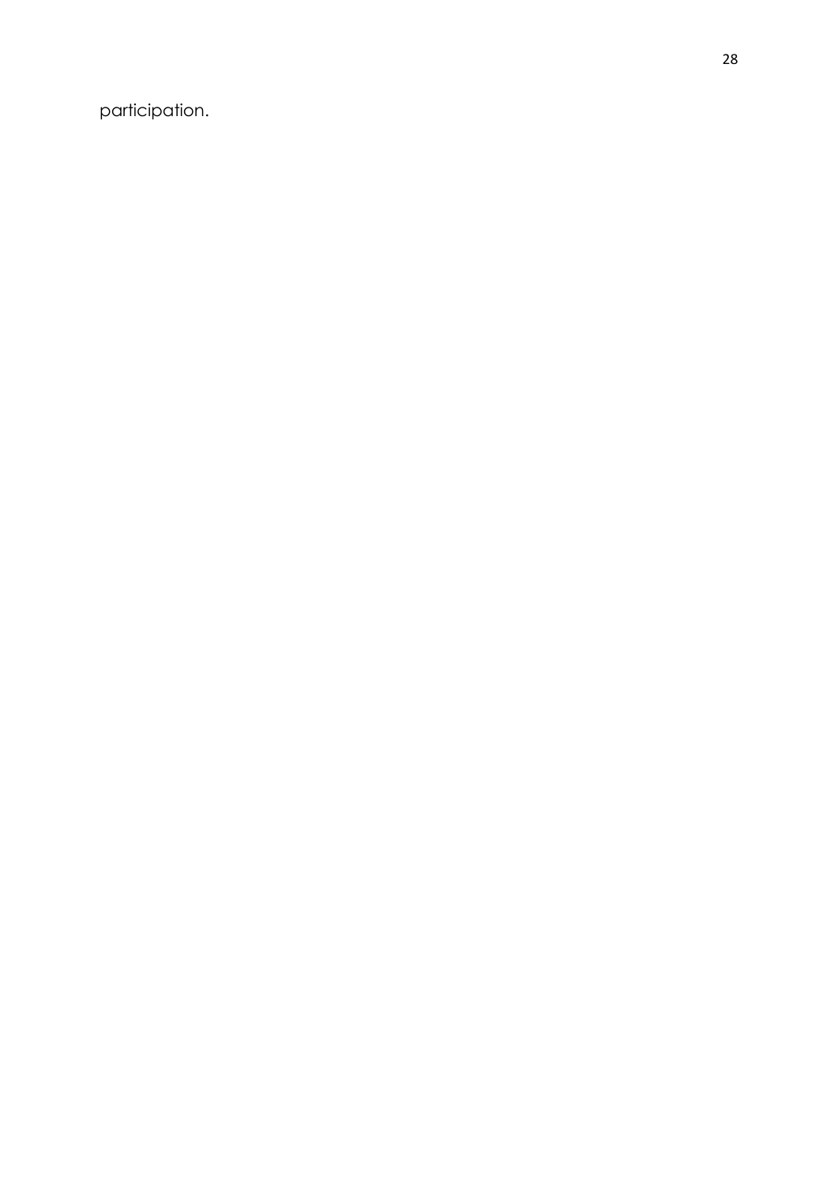participation.